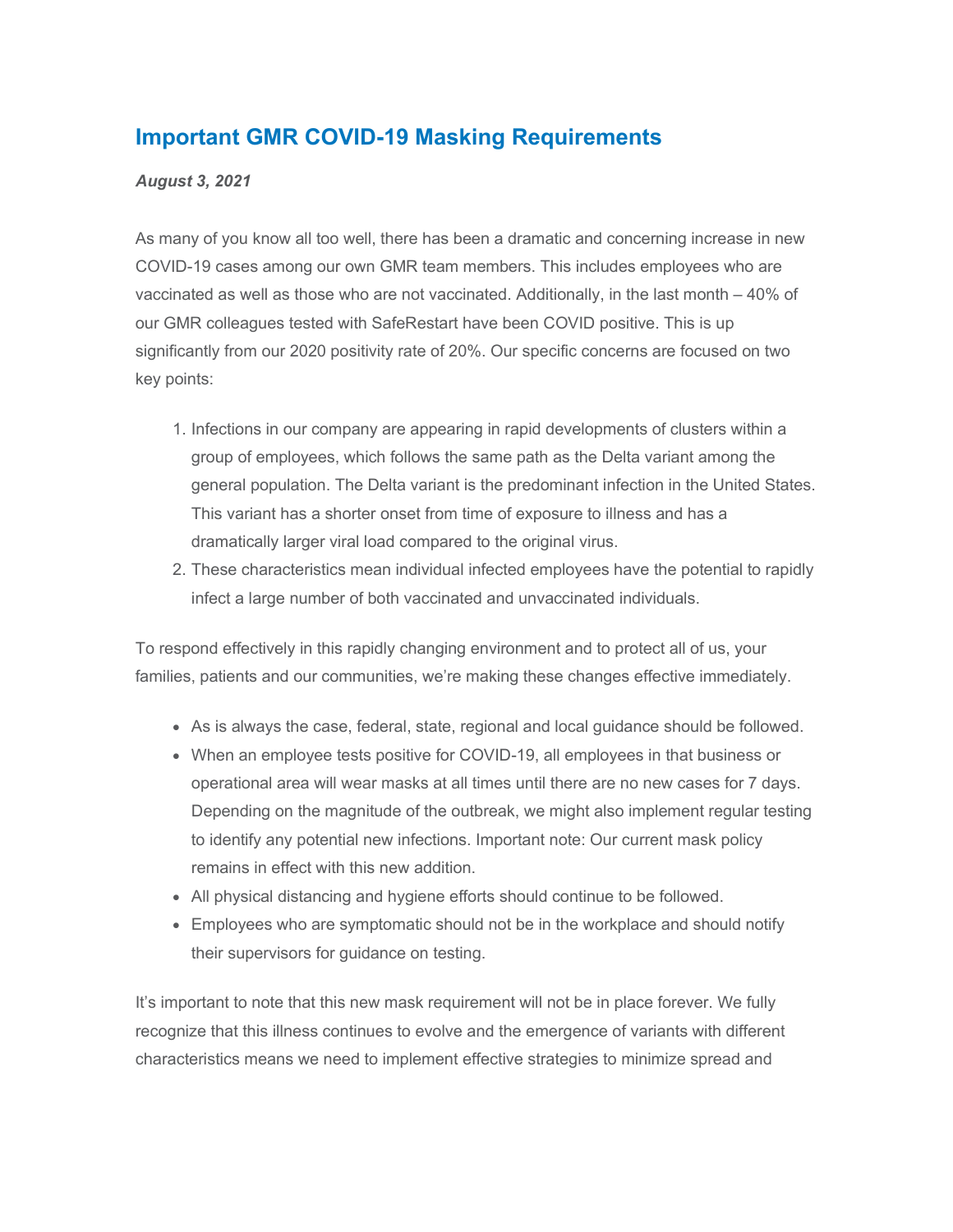# Important GMR COVID-19 Masking Requirements

***August 3, 2021***

As many of you know all too well, there has been a dramatic and concerning increase in new COVID-19 cases among our own GMR team members. This includes employees who are vaccinated as well as those who are not vaccinated. Additionally, in the last month – 40% of our GMR colleagues tested with SafeRestart have been COVID positive. This is up significantly from our 2020 positivity rate of 20%. Our specific concerns are focused on two key points:

1. Infections in our company are appearing in rapid developments of clusters within a group of employees, which follows the same path as the Delta variant among the general population. The Delta variant is the predominant infection in the United States. This variant has a shorter onset from time of exposure to illness and has a dramatically larger viral load compared to the original virus.
2. These characteristics mean individual infected employees have the potential to rapidly infect a large number of both vaccinated and unvaccinated individuals.

To respond effectively in this rapidly changing environment and to protect all of us, your families, patients and our communities, we're making these changes effective immediately.

- As is always the case, federal, state, regional and local guidance should be followed.
- When an employee tests positive for COVID-19, all employees in that business or operational area will wear masks at all times until there are no new cases for 7 days. Depending on the magnitude of the outbreak, we might also implement regular testing to identify any potential new infections. Important note: Our current mask policy remains in effect with this new addition.
- All physical distancing and hygiene efforts should continue to be followed.
- Employees who are symptomatic should not be in the workplace and should notify their supervisors for guidance on testing.

It's important to note that this new mask requirement will not be in place forever. We fully recognize that this illness continues to evolve and the emergence of variants with different characteristics means we need to implement effective strategies to minimize spread and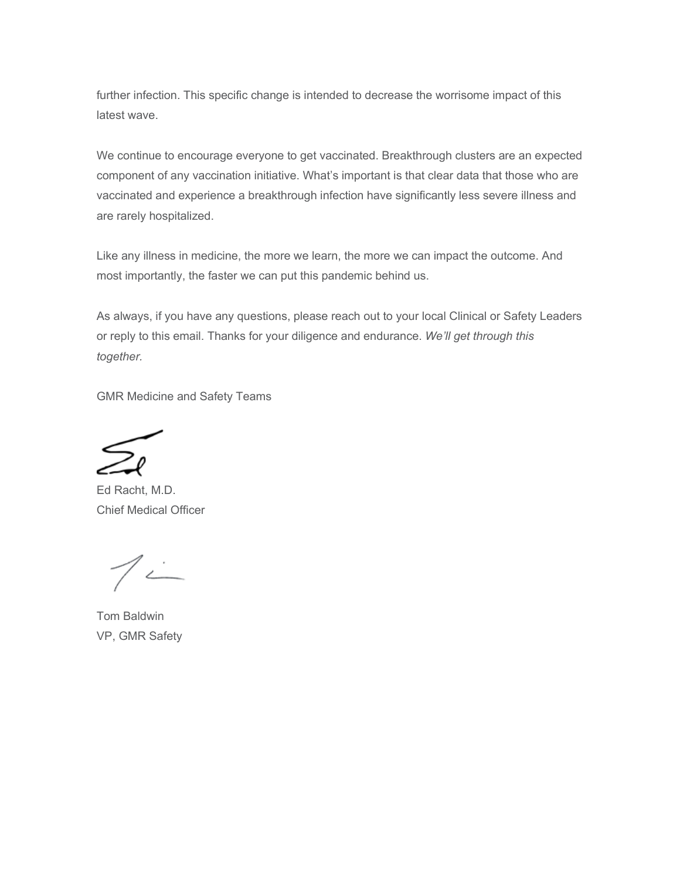further infection. This specific change is intended to decrease the worrisome impact of this latest wave.

We continue to encourage everyone to get vaccinated. Breakthrough clusters are an expected component of any vaccination initiative. What's important is that clear data that those who are vaccinated and experience a breakthrough infection have significantly less severe illness and are rarely hospitalized.

Like any illness in medicine, the more we learn, the more we can impact the outcome. And most importantly, the faster we can put this pandemic behind us.

As always, if you have any questions, please reach out to your local Clinical or Safety Leaders or reply to this email. Thanks for your diligence and endurance. *We'll get through this together.*

GMR Medicine and Safety Teams

Ed Racht, M.D.
Chief Medical Officer

Tom Baldwin
VP, GMR Safety